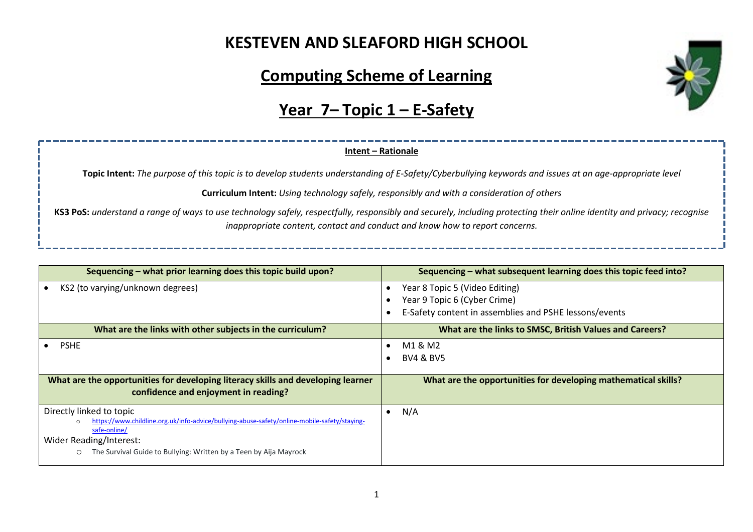# KESTEVEN AND SLEAFORD HIGH SCHOOL

## Computing Scheme of Learning

## Year 7– Topic 1 – E-Safety

**Intent – Rationale**

**Topic Intent:** *The purpose of this topic is to develop students understanding of E-Safety/Cyberbullying keywords and issues at an age-appropriate level*

**Curriculum Intent:** *Using technology safely, responsibly and with a consideration of others*

**KS3 PoS:** *understand a range of ways to use technology safely, respectfully, responsibly and securely, including protecting their online identity and privacy; recognise inappropriate content, contact and conduct and know how to report concerns.*

| Sequencing – what prior learning does this topic build upon? | Sequencing – what subsequent learning does this topic feed into? |
|---|---|
| • KS2 (to varying/unknown degrees) | • Year 8 Topic 5 (Video Editing)<br>• Year 9 Topic 6 (Cyber Crime)<br>• E-Safety content in assemblies and PSHE lessons/events |
| **What are the links with other subjects in the curriculum?** | **What are the links to SMSC, British Values and Careers?** |
| • PSHE | • M1 & M2<br>• BV4 & BV5 |
| **What are the opportunities for developing literacy skills and developing learner confidence and enjoyment in reading?** | **What are the opportunities for developing mathematical skills?** |
| Directly linked to topic<br>○ https://www.childline.org.uk/info-advice/bullying-abuse-safety/online-mobile-safety/staying-safe-online/<br>Wider Reading/Interest:<br>○ The Survival Guide to Bullying: Written by a Teen by Aija Mayrock | • N/A |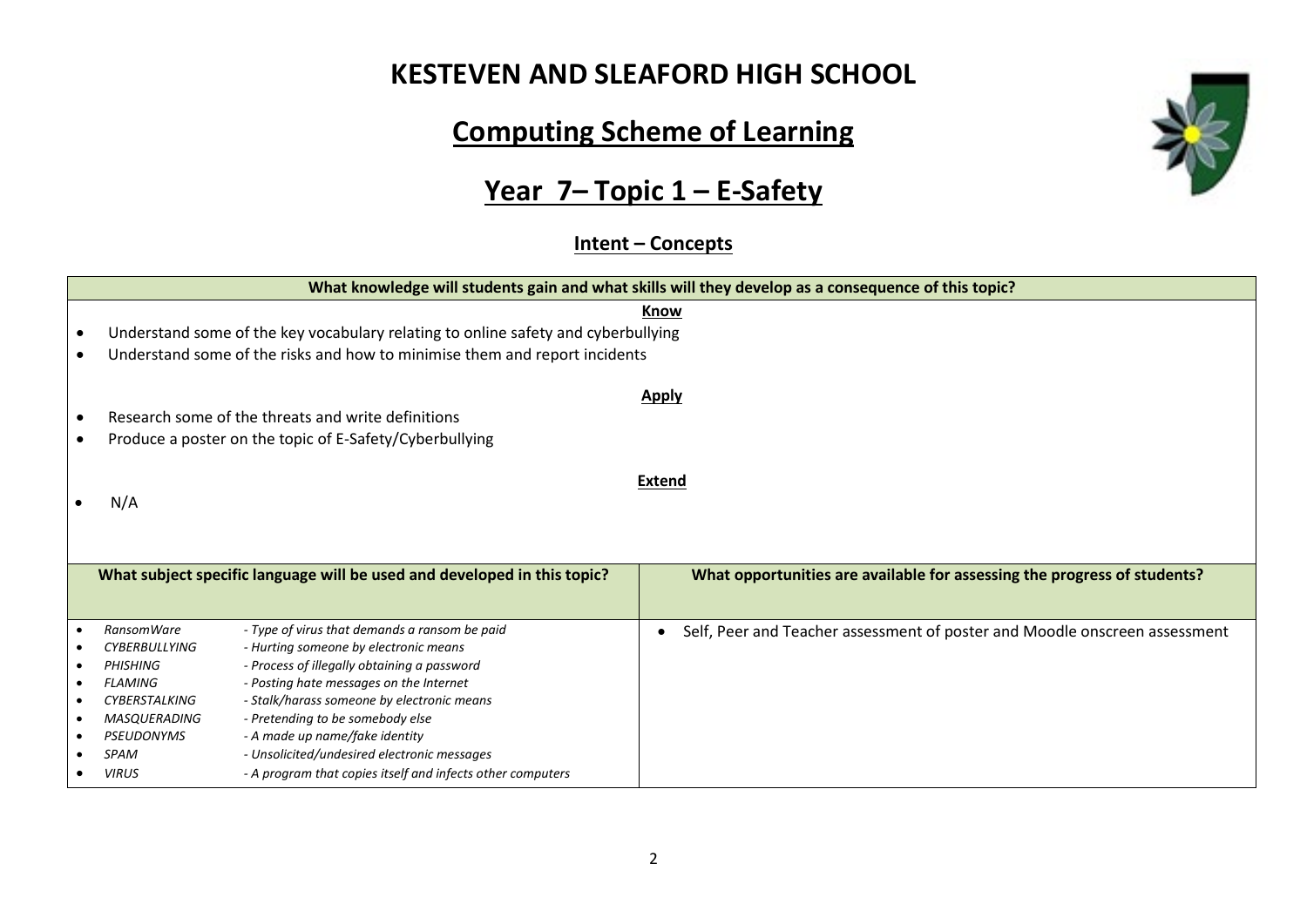# KESTEVEN AND SLEAFORD HIGH SCHOOL

## Computing Scheme of Learning

## Year 7– Topic 1 – E-Safety

### Intent – Concepts

| What knowledge will students gain and what skills will they develop as a consequence of this topic? |
|---|
| **Know**<br>• Understand some of the key vocabulary relating to online safety and cyberbullying<br>• Understand some of the risks and how to minimise them and report incidents<br><br>**Apply**<br>• Research some of the threats and write definitions<br>• Produce a poster on the topic of E-Safety/Cyberbullying<br><br>**Extend**<br>• N/A |

| What subject specific language will be used and developed in this topic? | What opportunities are available for assessing the progress of students? |
|---|---|
| • *RansomWare* - *Type of virus that demands a ransom be paid*<br>• *CYBERBULLYING* - *Hurting someone by electronic means*<br>• *PHISHING* - *Process of illegally obtaining a password*<br>• *FLAMING* - *Posting hate messages on the Internet*<br>• *CYBERSTALKING* - *Stalk/harass someone by electronic means*<br>• *MASQUERADING* - *Pretending to be somebody else*<br>• *PSEUDONYMS* - *A made up name/fake identity*<br>• *SPAM* - *Unsolicited/undesired electronic messages*<br>• *VIRUS* - *A program that copies itself and infects other computers* | • Self, Peer and Teacher assessment of poster and Moodle onscreen assessment |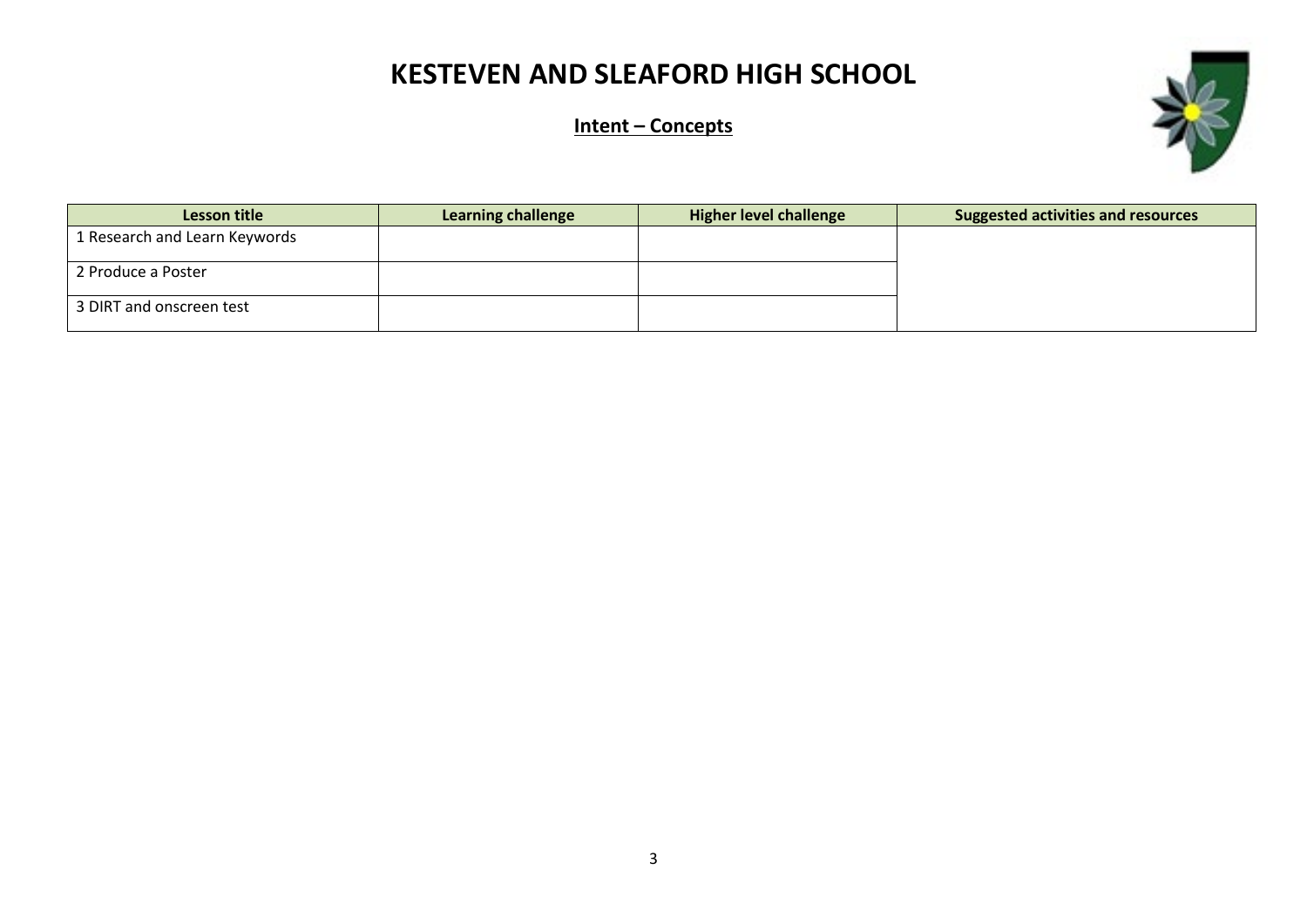# KESTEVEN AND SLEAFORD HIGH SCHOOL

## Intent – Concepts

| Lesson title | Learning challenge | Higher level challenge | Suggested activities and resources |
|---|---|---|---|
| 1 Research and Learn Keywords | | | |
| 2 Produce a Poster | | | |
| 3 DIRT and onscreen test | | | |